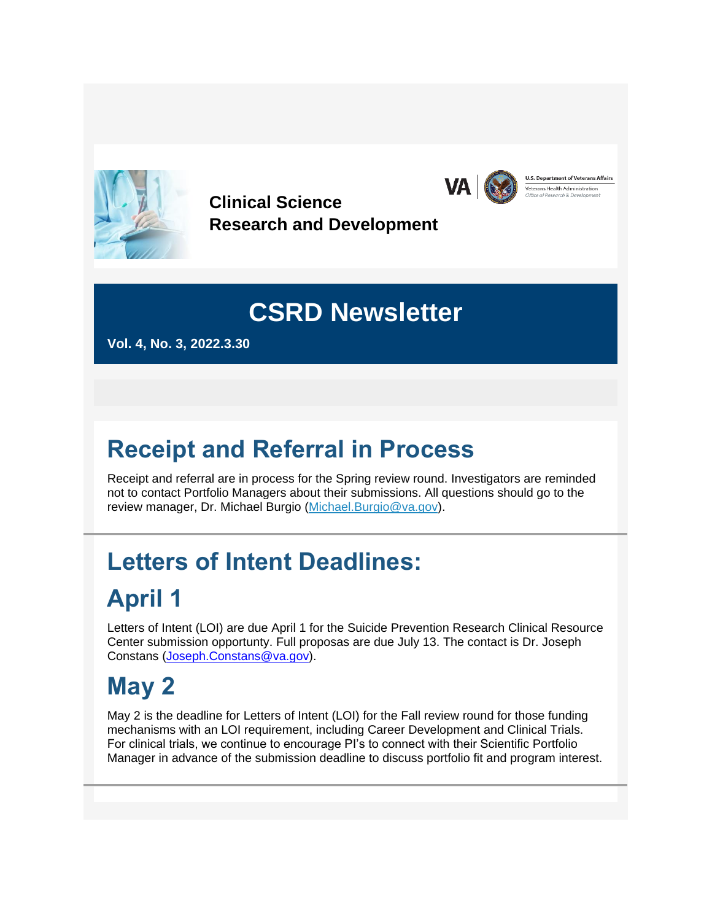**Clinical Science**
**Research and Development**

U.S. Department of Veterans Affairs
Veterans Health Administration
Office of Research & Development

# CSRD Newsletter

**Vol. 4, No. 3, 2022.3.30**

## Receipt and Referral in Process

Receipt and referral are in process for the Spring review round. Investigators are reminded not to contact Portfolio Managers about their submissions. All questions should go to the review manager, Dr. Michael Burgio (Michael.Burgio@va.gov).

## Letters of Intent Deadlines:

## April 1

Letters of Intent (LOI) are due April 1 for the Suicide Prevention Research Clinical Resource Center submission opportunty. Full proposas are due July 13. The contact is Dr. Joseph Constans (Joseph.Constans@va.gov).

## May 2

May 2 is the deadline for Letters of Intent (LOI) for the Fall review round for those funding mechanisms with an LOI requirement, including Career Development and Clinical Trials. For clinical trials, we continue to encourage PI's to connect with their Scientific Portfolio Manager in advance of the submission deadline to discuss portfolio fit and program interest.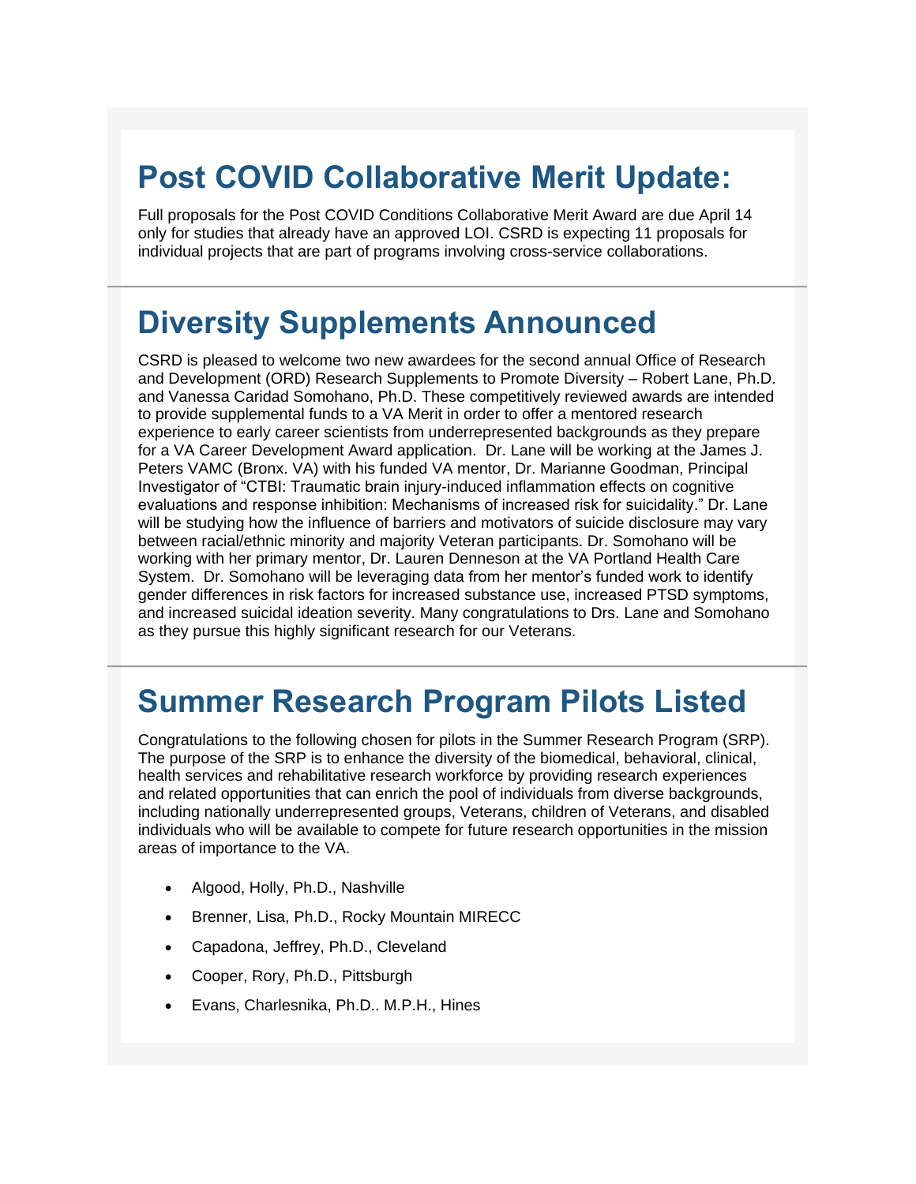# Post COVID Collaborative Merit Update:

Full proposals for the Post COVID Conditions Collaborative Merit Award are due April 14 only for studies that already have an approved LOI. CSRD is expecting 11 proposals for individual projects that are part of programs involving cross-service collaborations.

# Diversity Supplements Announced

CSRD is pleased to welcome two new awardees for the second annual Office of Research and Development (ORD) Research Supplements to Promote Diversity – Robert Lane, Ph.D. and Vanessa Caridad Somohano, Ph.D. These competitively reviewed awards are intended to provide supplemental funds to a VA Merit in order to offer a mentored research experience to early career scientists from underrepresented backgrounds as they prepare for a VA Career Development Award application. Dr. Lane will be working at the James J. Peters VAMC (Bronx. VA) with his funded VA mentor, Dr. Marianne Goodman, Principal Investigator of "CTBI: Traumatic brain injury-induced inflammation effects on cognitive evaluations and response inhibition: Mechanisms of increased risk for suicidality." Dr. Lane will be studying how the influence of barriers and motivators of suicide disclosure may vary between racial/ethnic minority and majority Veteran participants. Dr. Somohano will be working with her primary mentor, Dr. Lauren Denneson at the VA Portland Health Care System. Dr. Somohano will be leveraging data from her mentor's funded work to identify gender differences in risk factors for increased substance use, increased PTSD symptoms, and increased suicidal ideation severity. Many congratulations to Drs. Lane and Somohano as they pursue this highly significant research for our Veterans.

# Summer Research Program Pilots Listed

Congratulations to the following chosen for pilots in the Summer Research Program (SRP). The purpose of the SRP is to enhance the diversity of the biomedical, behavioral, clinical, health services and rehabilitative research workforce by providing research experiences and related opportunities that can enrich the pool of individuals from diverse backgrounds, including nationally underrepresented groups, Veterans, children of Veterans, and disabled individuals who will be available to compete for future research opportunities in the mission areas of importance to the VA.

- Algood, Holly, Ph.D., Nashville
- Brenner, Lisa, Ph.D., Rocky Mountain MIRECC
- Capadona, Jeffrey, Ph.D., Cleveland
- Cooper, Rory, Ph.D., Pittsburgh
- Evans, Charlesnika, Ph.D.. M.P.H., Hines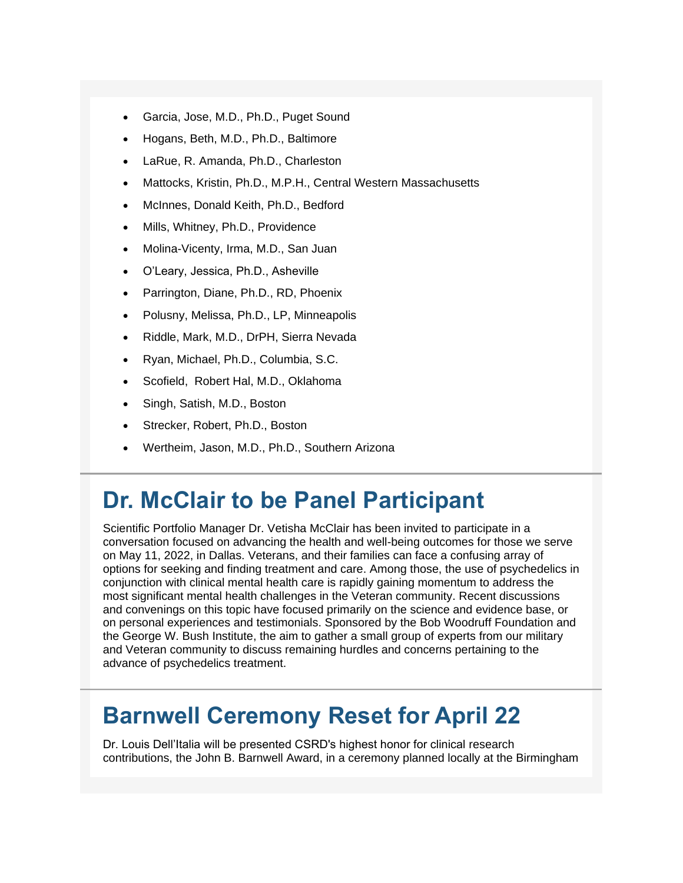- Garcia, Jose, M.D., Ph.D., Puget Sound
- Hogans, Beth, M.D., Ph.D., Baltimore
- LaRue, R. Amanda, Ph.D., Charleston
- Mattocks, Kristin, Ph.D., M.P.H., Central Western Massachusetts
- McInnes, Donald Keith, Ph.D., Bedford
- Mills, Whitney, Ph.D., Providence
- Molina-Vicenty, Irma, M.D., San Juan
- O'Leary, Jessica, Ph.D., Asheville
- Parrington, Diane, Ph.D., RD, Phoenix
- Polusny, Melissa, Ph.D., LP, Minneapolis
- Riddle, Mark, M.D., DrPH, Sierra Nevada
- Ryan, Michael, Ph.D., Columbia, S.C.
- Scofield, Robert Hal, M.D., Oklahoma
- Singh, Satish, M.D., Boston
- Strecker, Robert, Ph.D., Boston
- Wertheim, Jason, M.D., Ph.D., Southern Arizona

## Dr. McClair to be Panel Participant

Scientific Portfolio Manager Dr. Vetisha McClair has been invited to participate in a conversation focused on advancing the health and well-being outcomes for those we serve on May 11, 2022, in Dallas. Veterans, and their families can face a confusing array of options for seeking and finding treatment and care. Among those, the use of psychedelics in conjunction with clinical mental health care is rapidly gaining momentum to address the most significant mental health challenges in the Veteran community. Recent discussions and convenings on this topic have focused primarily on the science and evidence base, or on personal experiences and testimonials. Sponsored by the Bob Woodruff Foundation and the George W. Bush Institute, the aim to gather a small group of experts from our military and Veteran community to discuss remaining hurdles and concerns pertaining to the advance of psychedelics treatment.

## Barnwell Ceremony Reset for April 22

Dr. Louis Dell'Italia will be presented CSRD's highest honor for clinical research contributions, the John B. Barnwell Award, in a ceremony planned locally at the Birmingham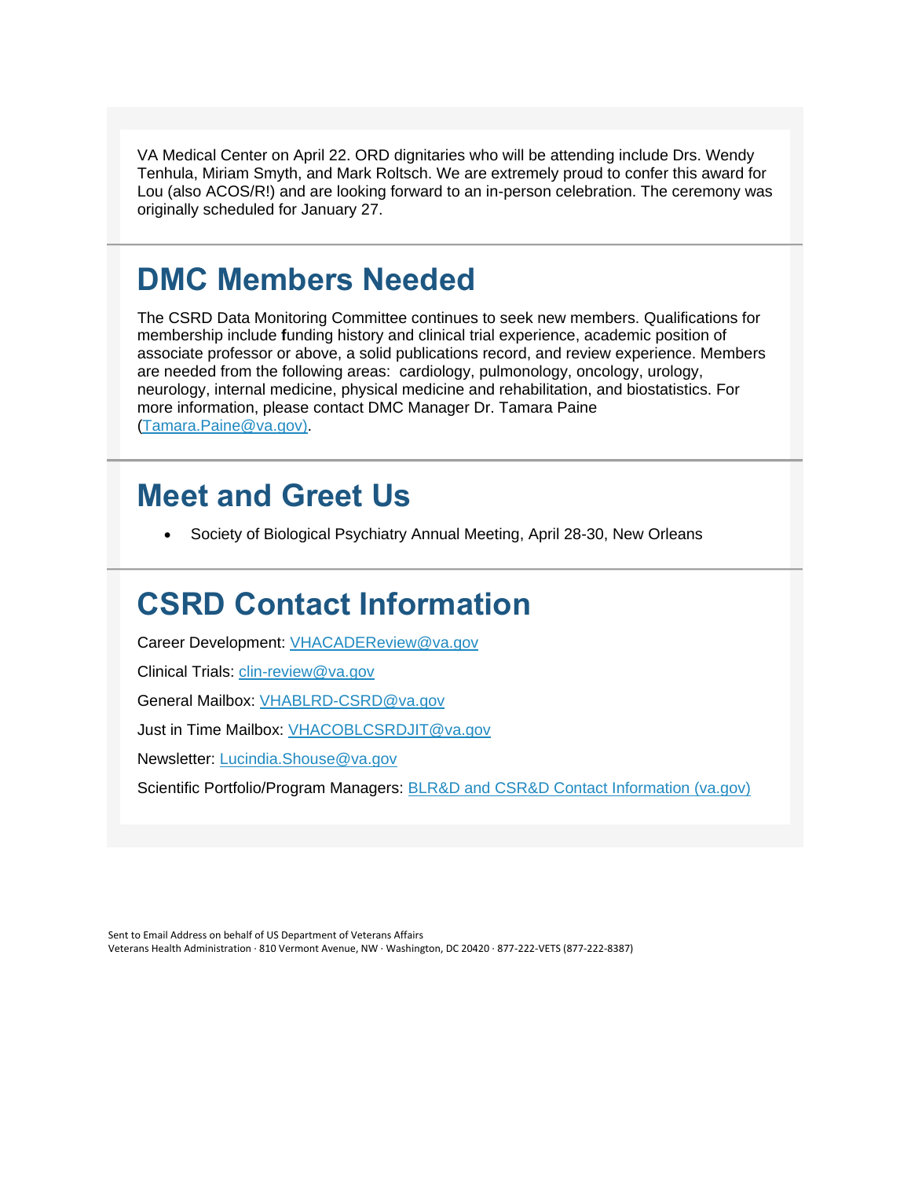VA Medical Center on April 22. ORD dignitaries who will be attending include Drs. Wendy Tenhula, Miriam Smyth, and Mark Roltsch. We are extremely proud to confer this award for Lou (also ACOS/R!) and are looking forward to an in-person celebration. The ceremony was originally scheduled for January 27.

# DMC Members Needed

The CSRD Data Monitoring Committee continues to seek new members. Qualifications for membership include funding history and clinical trial experience, academic position of associate professor or above, a solid publications record, and review experience. Members are needed from the following areas: cardiology, pulmonology, oncology, urology, neurology, internal medicine, physical medicine and rehabilitation, and biostatistics. For more information, please contact DMC Manager Dr. Tamara Paine (Tamara.Paine@va.gov).

# Meet and Greet Us

- Society of Biological Psychiatry Annual Meeting, April 28-30, New Orleans

# CSRD Contact Information

Career Development: VHACADEReview@va.gov

Clinical Trials: clin-review@va.gov

General Mailbox: VHABLRD-CSRD@va.gov

Just in Time Mailbox: VHACOBLCSRDJIT@va.gov

Newsletter: Lucindia.Shouse@va.gov

Scientific Portfolio/Program Managers: BLR&D and CSR&D Contact Information (va.gov)

Sent to Email Address on behalf of US Department of Veterans Affairs
Veterans Health Administration · 810 Vermont Avenue, NW · Washington, DC 20420 · 877-222-VETS (877-222-8387)